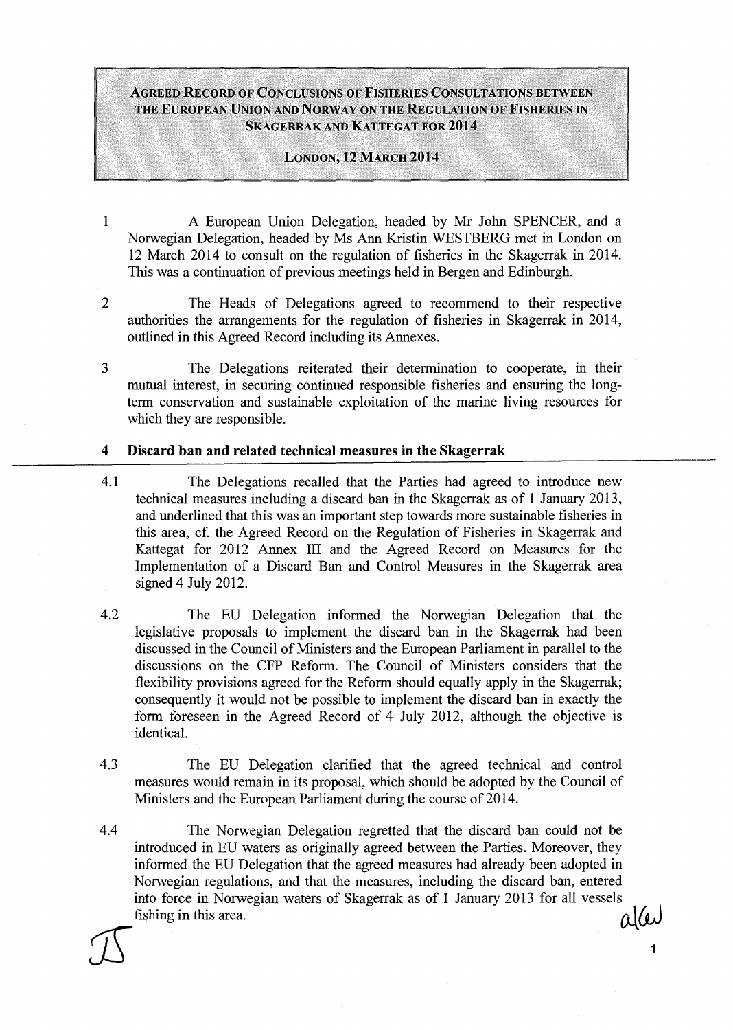# Agreed Record of Conclusions of Fisheries Consultations between the European Union and Norway on the Regulation of Fisheries in Skagerrak and Kattegat for 2014

**London, 12 March 2014**

1 A European Union Delegation, headed by Mr John SPENCER, and a Norwegian Delegation, headed by Ms Ann Kristin WESTBERG met in London on 12 March 2014 to consult on the regulation of fisheries in the Skagerrak in 2014. This was a continuation of previous meetings held in Bergen and Edinburgh.

2 The Heads of Delegations agreed to recommend to their respective authorities the arrangements for the regulation of fisheries in Skagerrak in 2014, outlined in this Agreed Record including its Annexes.

3 The Delegations reiterated their determination to cooperate, in their mutual interest, in securing continued responsible fisheries and ensuring the long-term conservation and sustainable exploitation of the marine living resources for which they are responsible.

## 4 Discard ban and related technical measures in the Skagerrak

4.1 The Delegations recalled that the Parties had agreed to introduce new technical measures including a discard ban in the Skagerrak as of 1 January 2013, and underlined that this was an important step towards more sustainable fisheries in this area, cf. the Agreed Record on the Regulation of Fisheries in Skagerrak and Kattegat for 2012 Annex III and the Agreed Record on Measures for the Implementation of a Discard Ban and Control Measures in the Skagerrak area signed 4 July 2012.

4.2 The EU Delegation informed the Norwegian Delegation that the legislative proposals to implement the discard ban in the Skagerrak had been discussed in the Council of Ministers and the European Parliament in parallel to the discussions on the CFP Reform. The Council of Ministers considers that the flexibility provisions agreed for the Reform should equally apply in the Skagerrak; consequently it would not be possible to implement the discard ban in exactly the form foreseen in the Agreed Record of 4 July 2012, although the objective is identical.

4.3 The EU Delegation clarified that the agreed technical and control measures would remain in its proposal, which should be adopted by the Council of Ministers and the European Parliament during the course of 2014.

4.4 The Norwegian Delegation regretted that the discard ban could not be introduced in EU waters as originally agreed between the Parties. Moreover, they informed the EU Delegation that the agreed measures had already been adopted in Norwegian regulations, and that the measures, including the discard ban, entered into force in Norwegian waters of Skagerrak as of 1 January 2013 for all vessels fishing in this area.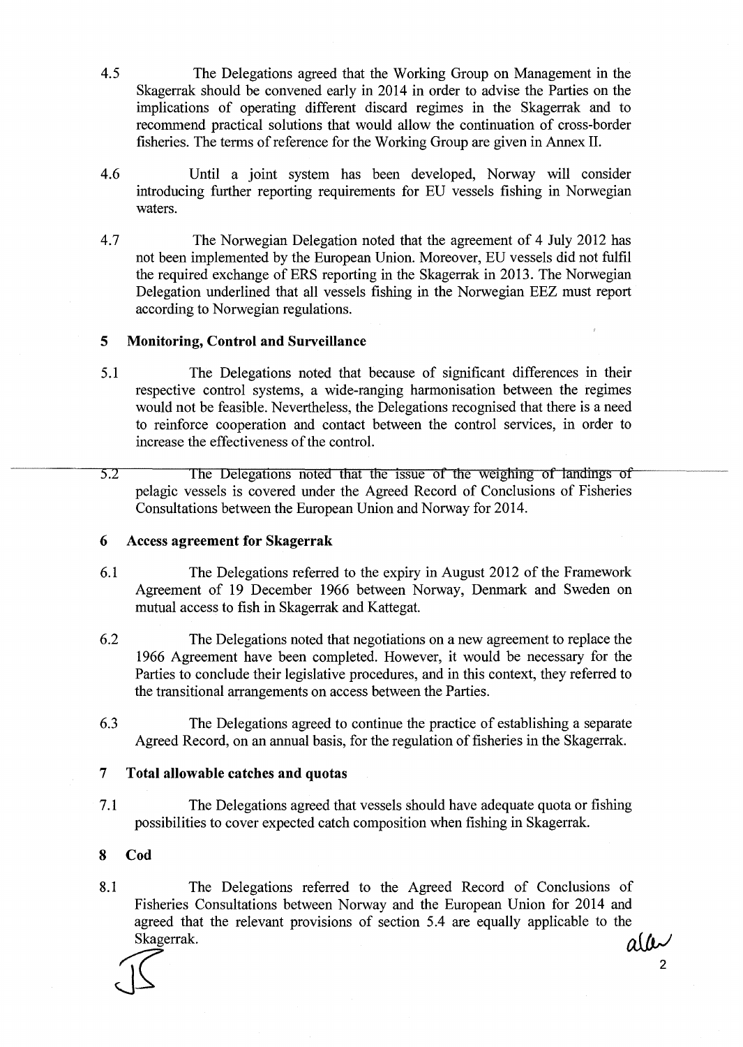4.5 The Delegations agreed that the Working Group on Management in the Skagerrak should be convened early in 2014 in order to advise the Parties on the implications of operating different discard regimes in the Skagerrak and to recommend practical solutions that would allow the continuation of cross-border fisheries. The terms of reference for the Working Group are given in Annex II.

4.6 Until a joint system has been developed, Norway will consider introducing further reporting requirements for EU vessels fishing in Norwegian waters.

4.7 The Norwegian Delegation noted that the agreement of 4 July 2012 has not been implemented by the European Union. Moreover, EU vessels did not fulfil the required exchange of ERS reporting in the Skagerrak in 2013. The Norwegian Delegation underlined that all vessels fishing in the Norwegian EEZ must report according to Norwegian regulations.

## 5 Monitoring, Control and Surveillance

5.1 The Delegations noted that because of significant differences in their respective control systems, a wide-ranging harmonisation between the regimes would not be feasible. Nevertheless, the Delegations recognised that there is a need to reinforce cooperation and contact between the control services, in order to increase the effectiveness of the control.

5.2 The Delegations noted that the issue of the weighing of landings of pelagic vessels is covered under the Agreed Record of Conclusions of Fisheries Consultations between the European Union and Norway for 2014.

## 6 Access agreement for Skagerrak

6.1 The Delegations referred to the expiry in August 2012 of the Framework Agreement of 19 December 1966 between Norway, Denmark and Sweden on mutual access to fish in Skagerrak and Kattegat.

6.2 The Delegations noted that negotiations on a new agreement to replace the 1966 Agreement have been completed. However, it would be necessary for the Parties to conclude their legislative procedures, and in this context, they referred to the transitional arrangements on access between the Parties.

6.3 The Delegations agreed to continue the practice of establishing a separate Agreed Record, on an annual basis, for the regulation of fisheries in the Skagerrak.

## 7 Total allowable catches and quotas

7.1 The Delegations agreed that vessels should have adequate quota or fishing possibilities to cover expected catch composition when fishing in Skagerrak.

## 8 Cod

8.1 The Delegations referred to the Agreed Record of Conclusions of Fisheries Consultations between Norway and the European Union for 2014 and agreed that the relevant provisions of section 5.4 are equally applicable to the Skagerrak.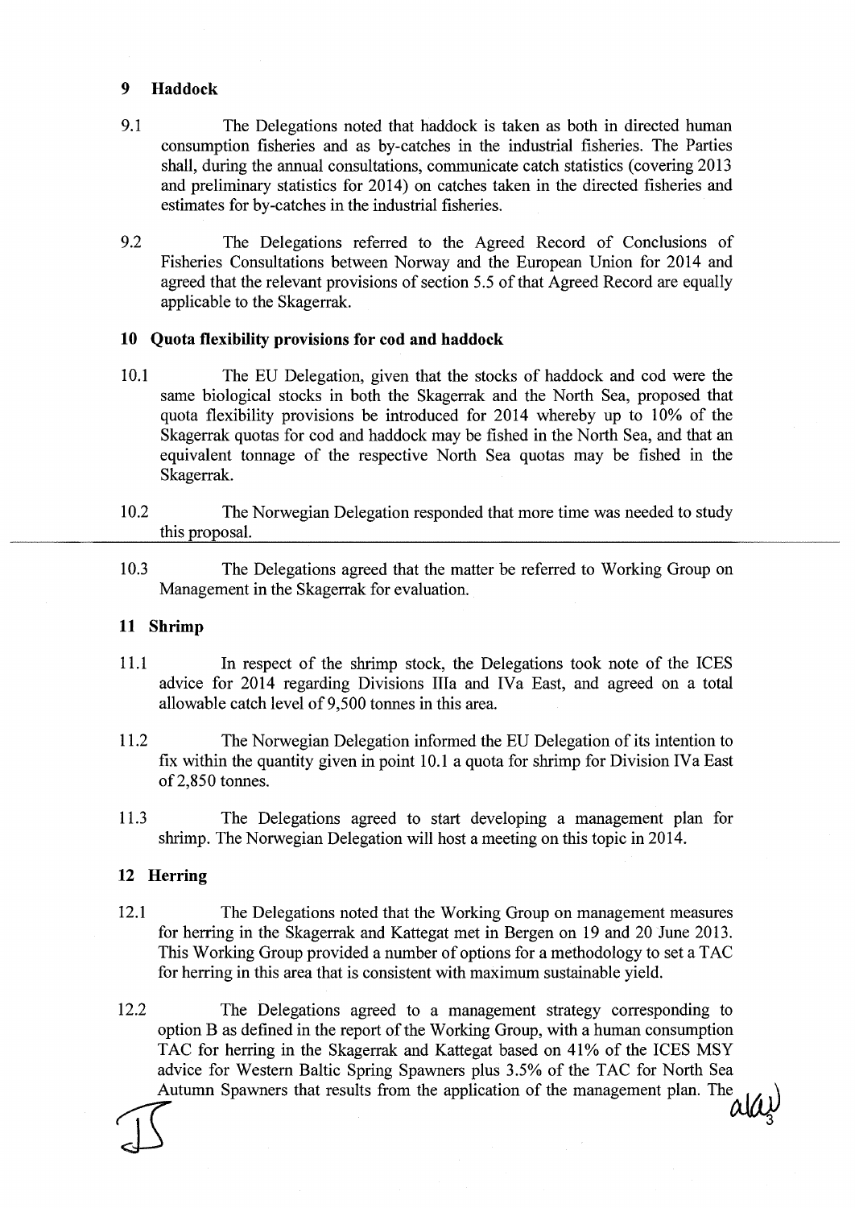## 9 Haddock

9.1 The Delegations noted that haddock is taken as both in directed human consumption fisheries and as by-catches in the industrial fisheries. The Parties shall, during the annual consultations, communicate catch statistics (covering 2013 and preliminary statistics for 2014) on catches taken in the directed fisheries and estimates for by-catches in the industrial fisheries.

9.2 The Delegations referred to the Agreed Record of Conclusions of Fisheries Consultations between Norway and the European Union for 2014 and agreed that the relevant provisions of section 5.5 of that Agreed Record are equally applicable to the Skagerrak.

## 10 Quota flexibility provisions for cod and haddock

10.1 The EU Delegation, given that the stocks of haddock and cod were the same biological stocks in both the Skagerrak and the North Sea, proposed that quota flexibility provisions be introduced for 2014 whereby up to 10% of the Skagerrak quotas for cod and haddock may be fished in the North Sea, and that an equivalent tonnage of the respective North Sea quotas may be fished in the Skagerrak.

10.2 The Norwegian Delegation responded that more time was needed to study this proposal.

10.3 The Delegations agreed that the matter be referred to Working Group on Management in the Skagerrak for evaluation.

## 11 Shrimp

11.1 In respect of the shrimp stock, the Delegations took note of the ICES advice for 2014 regarding Divisions IIIa and IVa East, and agreed on a total allowable catch level of 9,500 tonnes in this area.

11.2 The Norwegian Delegation informed the EU Delegation of its intention to fix within the quantity given in point 10.1 a quota for shrimp for Division IVa East of 2,850 tonnes.

11.3 The Delegations agreed to start developing a management plan for shrimp. The Norwegian Delegation will host a meeting on this topic in 2014.

## 12 Herring

12.1 The Delegations noted that the Working Group on management measures for herring in the Skagerrak and Kattegat met in Bergen on 19 and 20 June 2013. This Working Group provided a number of options for a methodology to set a TAC for herring in this area that is consistent with maximum sustainable yield.

12.2 The Delegations agreed to a management strategy corresponding to option B as defined in the report of the Working Group, with a human consumption TAC for herring in the Skagerrak and Kattegat based on 41% of the ICES MSY advice for Western Baltic Spring Spawners plus 3.5% of the TAC for North Sea Autumn Spawners that results from the application of the management plan. The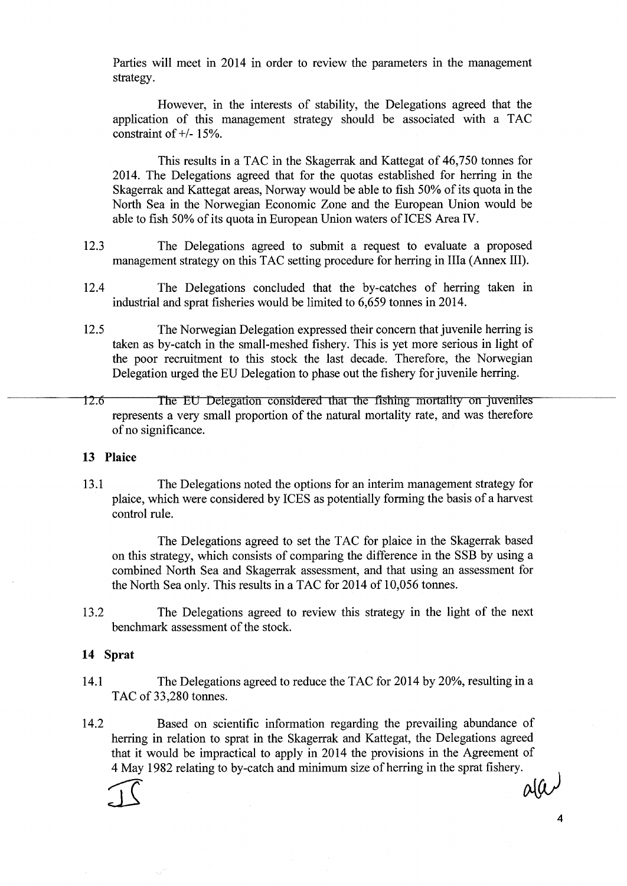Parties will meet in 2014 in order to review the parameters in the management strategy.

However, in the interests of stability, the Delegations agreed that the application of this management strategy should be associated with a TAC constraint of +/- 15%.

This results in a TAC in the Skagerrak and Kattegat of 46,750 tonnes for 2014. The Delegations agreed that for the quotas established for herring in the Skagerrak and Kattegat areas, Norway would be able to fish 50% of its quota in the North Sea in the Norwegian Economic Zone and the European Union would be able to fish 50% of its quota in European Union waters of ICES Area IV.

12.3 The Delegations agreed to submit a request to evaluate a proposed management strategy on this TAC setting procedure for herring in IIIa (Annex III).

12.4 The Delegations concluded that the by-catches of herring taken in industrial and sprat fisheries would be limited to 6,659 tonnes in 2014.

12.5 The Norwegian Delegation expressed their concern that juvenile herring is taken as by-catch in the small-meshed fishery. This is yet more serious in light of the poor recruitment to this stock the last decade. Therefore, the Norwegian Delegation urged the EU Delegation to phase out the fishery for juvenile herring.

12.6 The EU Delegation considered that the fishing mortality on juveniles represents a very small proportion of the natural mortality rate, and was therefore of no significance.

## 13 Plaice

13.1 The Delegations noted the options for an interim management strategy for plaice, which were considered by ICES as potentially forming the basis of a harvest control rule.

The Delegations agreed to set the TAC for plaice in the Skagerrak based on this strategy, which consists of comparing the difference in the SSB by using a combined North Sea and Skagerrak assessment, and that using an assessment for the North Sea only. This results in a TAC for 2014 of 10,056 tonnes.

13.2 The Delegations agreed to review this strategy in the light of the next benchmark assessment of the stock.

## 14 Sprat

14.1 The Delegations agreed to reduce the TAC for 2014 by 20%, resulting in a TAC of 33,280 tonnes.

14.2 Based on scientific information regarding the prevailing abundance of herring in relation to sprat in the Skagerrak and Kattegat, the Delegations agreed that it would be impractical to apply in 2014 the provisions in the Agreement of 4 May 1982 relating to by-catch and minimum size of herring in the sprat fishery.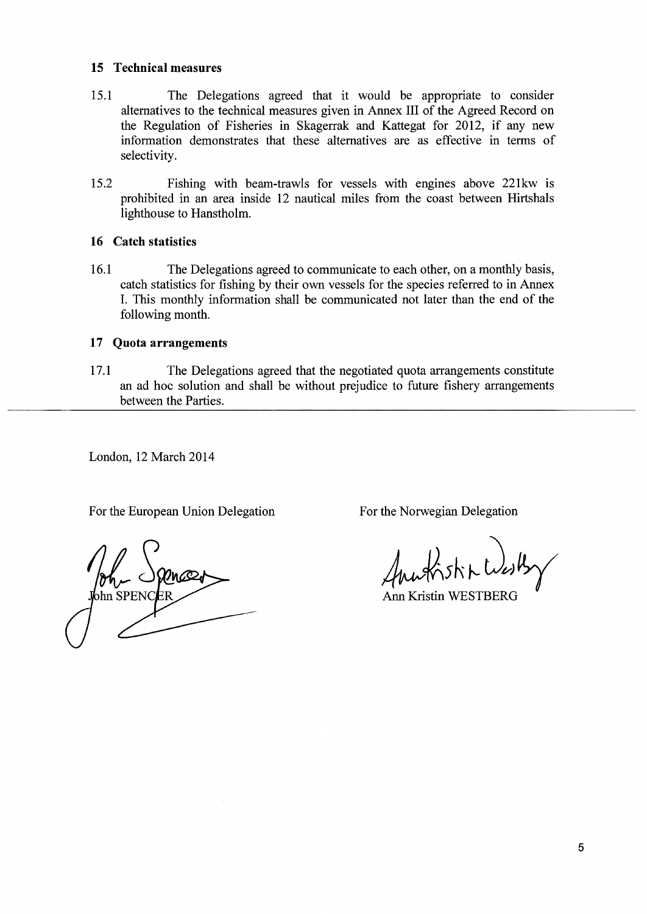## 15 Technical measures

15.1 The Delegations agreed that it would be appropriate to consider alternatives to the technical measures given in Annex III of the Agreed Record on the Regulation of Fisheries in Skagerrak and Kattegat for 2012, if any new information demonstrates that these alternatives are as effective in terms of selectivity.

15.2 Fishing with beam-trawls for vessels with engines above 221kw is prohibited in an area inside 12 nautical miles from the coast between Hirtshals lighthouse to Hanstholm.

## 16 Catch statistics

16.1 The Delegations agreed to communicate to each other, on a monthly basis, catch statistics for fishing by their own vessels for the species referred to in Annex I. This monthly information shall be communicated not later than the end of the following month.

## 17 Quota arrangements

17.1 The Delegations agreed that the negotiated quota arrangements constitute an ad hoc solution and shall be without prejudice to future fishery arrangements between the Parties.

---

London, 12 March 2014

For the European Union Delegation

John SPENCER

For the Norwegian Delegation

Ann Kristin WESTBERG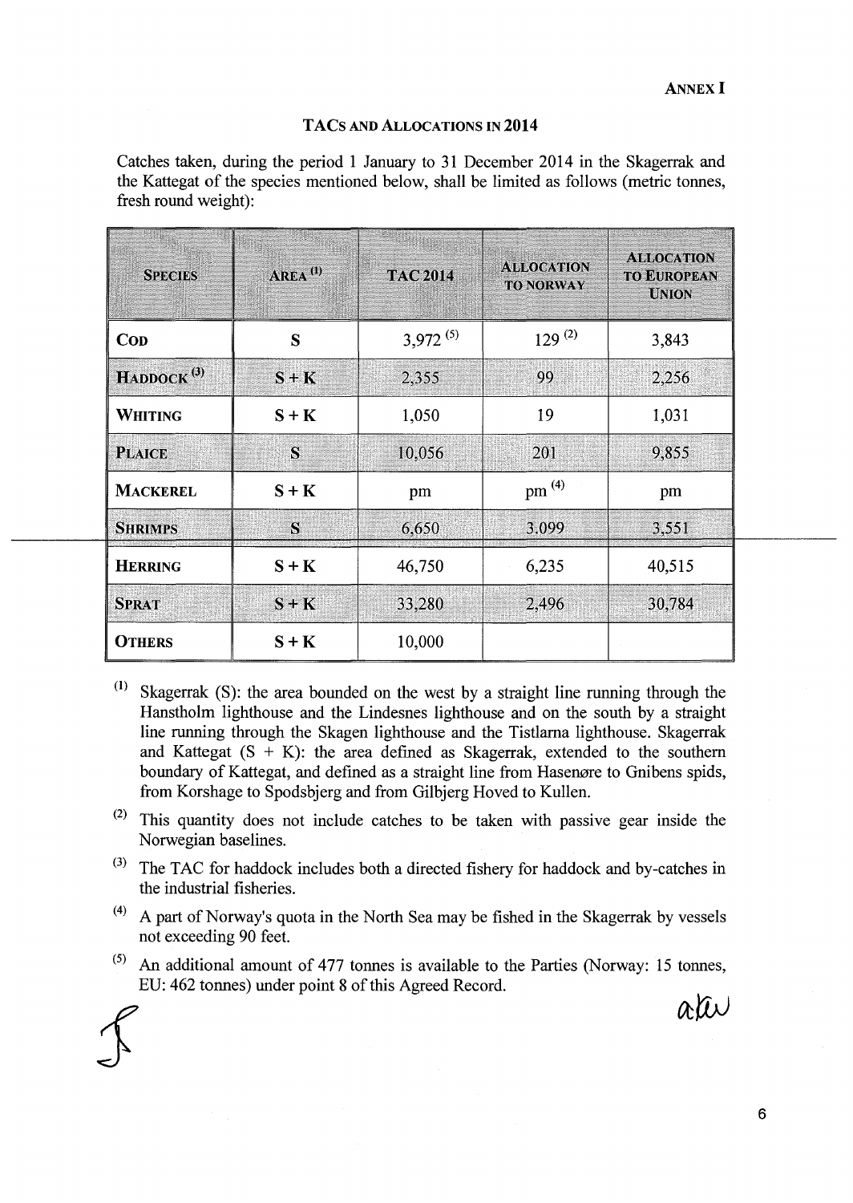**ANNEX I**

## TACs AND ALLOCATIONS IN 2014

Catches taken, during the period 1 January to 31 December 2014 in the Skagerrak and the Kattegat of the species mentioned below, shall be limited as follows (metric tonnes, fresh round weight):

| SPECIES | AREA [1] | TAC 2014 | ALLOCATION TO NORWAY | ALLOCATION TO EUROPEAN UNION |
|---|---|---|---|---|
| **COD** | S | 3,972 [5] | 129 [2] | 3,843 |
| **HADDOCK** [3] | S + K | 2,355 | 99 | 2,256 |
| **WHITING** | S + K | 1,050 | 19 | 1,031 |
| **PLAICE** | S | 10,056 | 201 | 9,855 |
| **MACKEREL** | S + K | pm | pm [4] | pm |
| **SHRIMPS** | S | 6,650 | 3,099 | 3,551 |
| **HERRING** | S + K | 46,750 | 6,235 | 40,515 |
| **SPRAT** | S + K | 33,280 | 2,496 | 30,784 |
| **OTHERS** | S + K | 10,000 | | |

[1] Skagerrak (S): the area bounded on the west by a straight line running through the Hanstholm lighthouse and the Lindesnes lighthouse and on the south by a straight line running through the Skagen lighthouse and the Tistlarna lighthouse. Skagerrak and Kattegat (S + K): the area defined as Skagerrak, extended to the southern boundary of Kattegat, and defined as a straight line from Hasenøre to Gnibens spids, from Korshage to Spodsbjerg and from Gilbjerg Hoved to Kullen.

[2] This quantity does not include catches to be taken with passive gear inside the Norwegian baselines.

[3] The TAC for haddock includes both a directed fishery for haddock and by-catches in the industrial fisheries.

[4] A part of Norway's quota in the North Sea may be fished in the Skagerrak by vessels not exceeding 90 feet.

[5] An additional amount of 477 tonnes is available to the Parties (Norway: 15 tonnes, EU: 462 tonnes) under point 8 of this Agreed Record.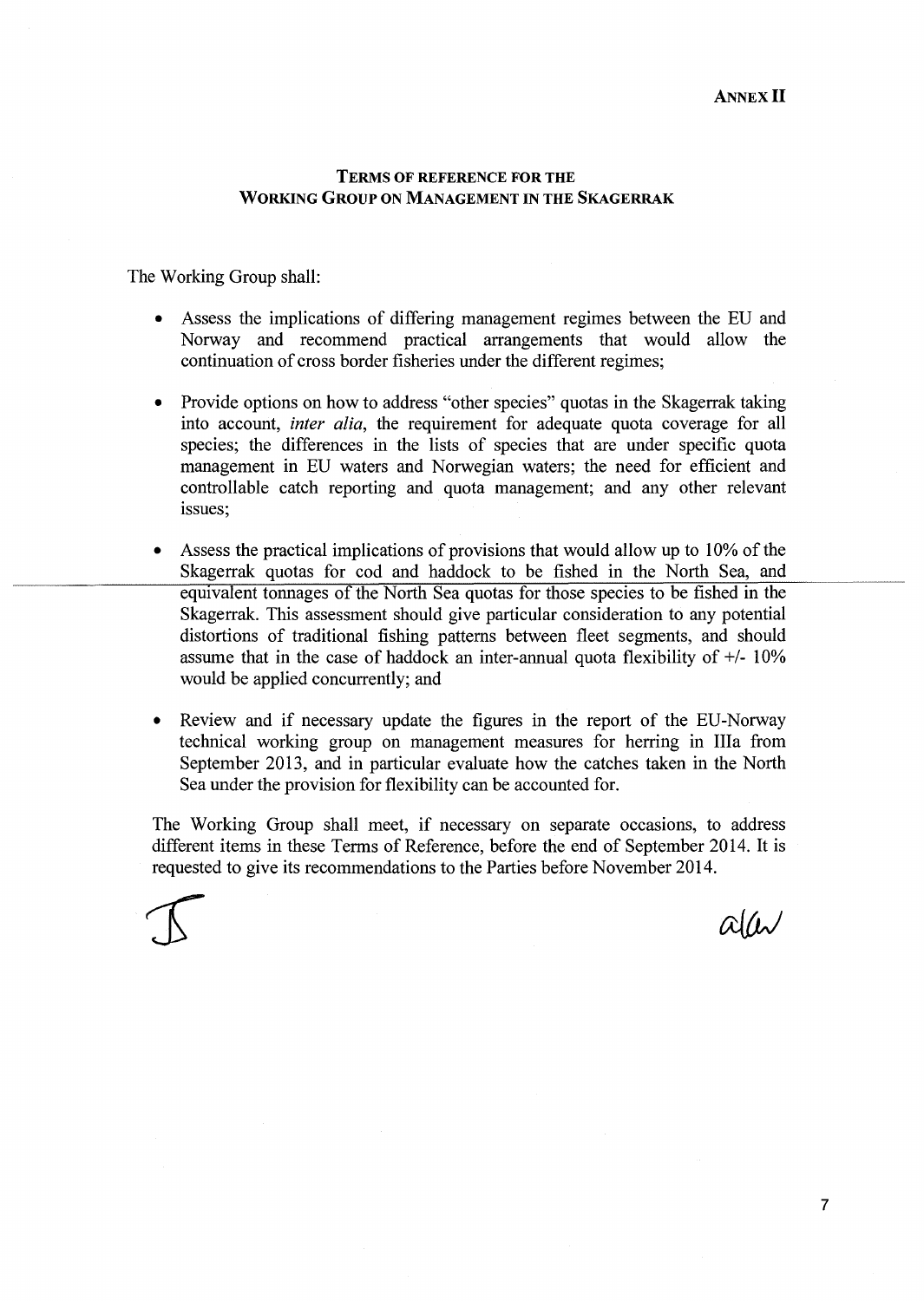**ANNEX II**

## TERMS OF REFERENCE FOR THE WORKING GROUP ON MANAGEMENT IN THE SKAGERRAK

The Working Group shall:

- Assess the implications of differing management regimes between the EU and Norway and recommend practical arrangements that would allow the continuation of cross border fisheries under the different regimes;

- Provide options on how to address "other species" quotas in the Skagerrak taking into account, *inter alia*, the requirement for adequate quota coverage for all species; the differences in the lists of species that are under specific quota management in EU waters and Norwegian waters; the need for efficient and controllable catch reporting and quota management; and any other relevant issues;

- Assess the practical implications of provisions that would allow up to 10% of the Skagerrak quotas for cod and haddock to be fished in the North Sea, and equivalent tonnages of the North Sea quotas for those species to be fished in the Skagerrak. This assessment should give particular consideration to any potential distortions of traditional fishing patterns between fleet segments, and should assume that in the case of haddock an inter-annual quota flexibility of +/- 10% would be applied concurrently; and

- Review and if necessary update the figures in the report of the EU-Norway technical working group on management measures for herring in IIIa from September 2013, and in particular evaluate how the catches taken in the North Sea under the provision for flexibility can be accounted for.

The Working Group shall meet, if necessary on separate occasions, to address different items in these Terms of Reference, before the end of September 2014. It is requested to give its recommendations to the Parties before November 2014.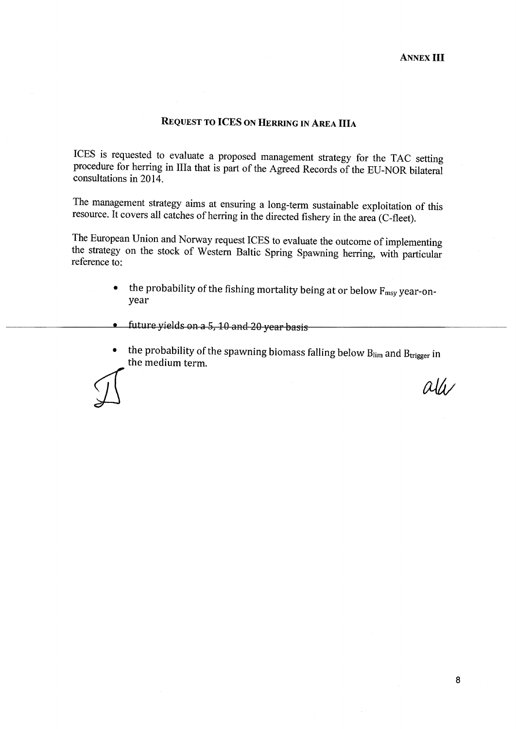**Annex III**

## Request to ICES on Herring in Area IIIa

ICES is requested to evaluate a proposed management strategy for the TAC setting procedure for herring in IIIa that is part of the Agreed Records of the EU-NOR bilateral consultations in 2014.

The management strategy aims at ensuring a long-term sustainable exploitation of this resource. It covers all catches of herring in the directed fishery in the area (C-fleet).

The European Union and Norway request ICES to evaluate the outcome of implementing the strategy on the stock of Western Baltic Spring Spawning herring, with particular reference to:

- the probability of the fishing mortality being at or below $F_{msy}$ year-on-year
- ~~future yields on a 5, 10 and 20 year basis~~
- the probability of the spawning biomass falling below $B_{lim}$ and $B_{trigger}$ in the medium term.